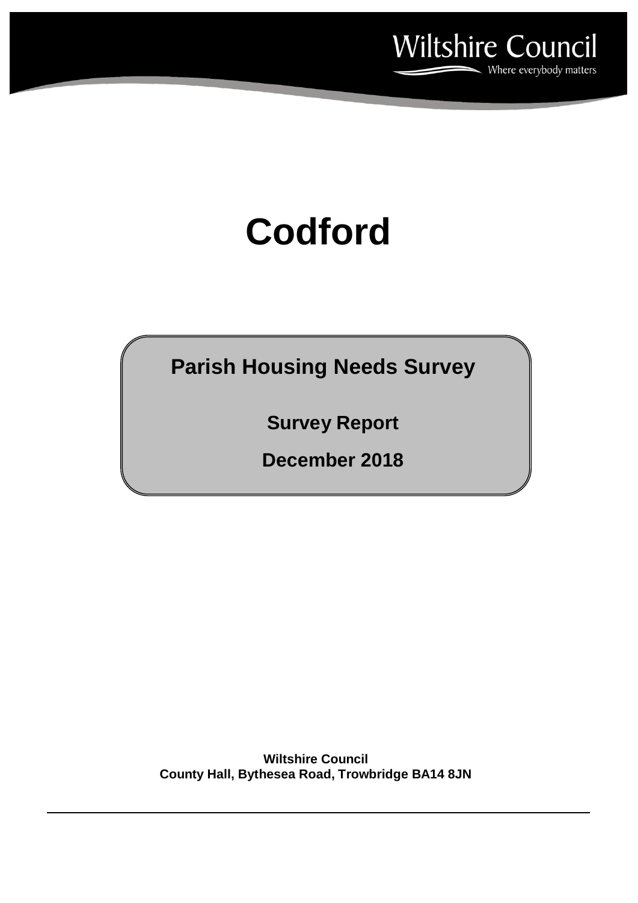Wiltshire Council

Where everybody matters

# Codford

## Parish Housing Needs Survey

### Survey Report

### December 2018

**Wiltshire Council**
**County Hall, Bythesea Road, Trowbridge BA14 8JN**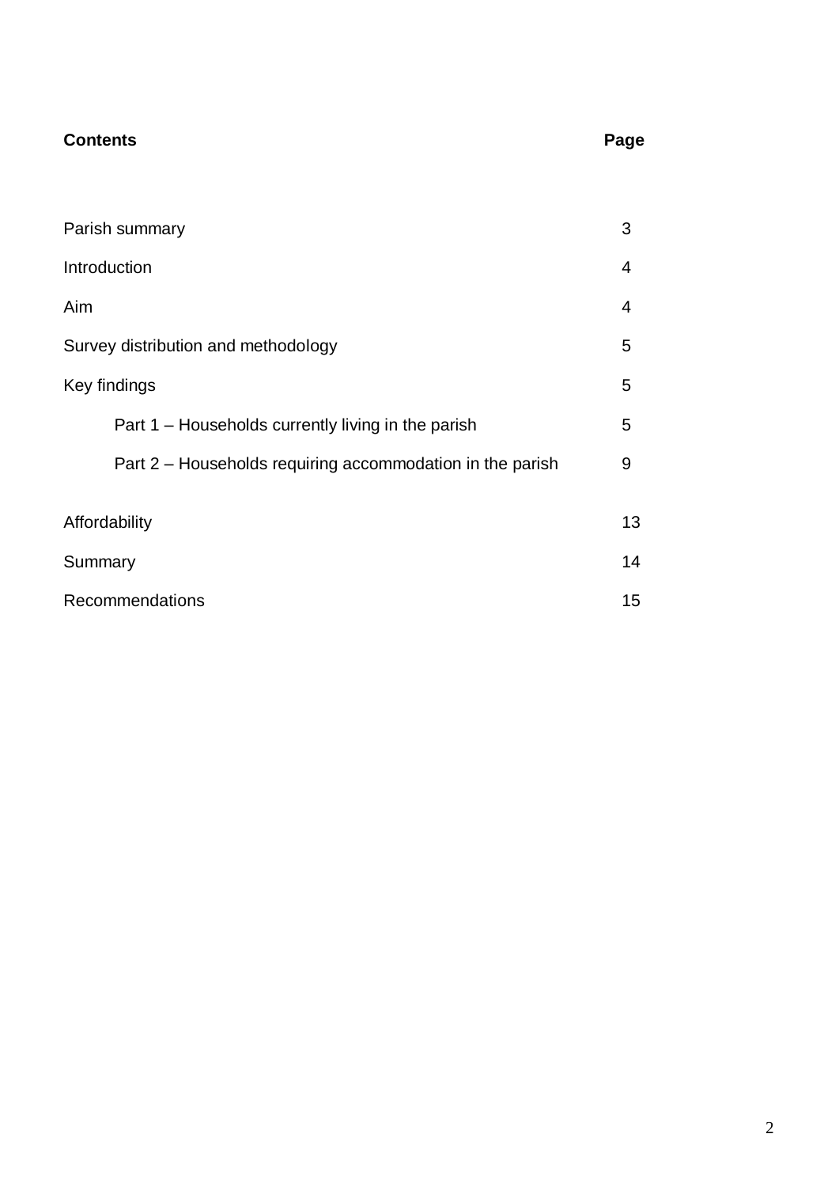| **Contents** | **Page** |
|---|---|
| Parish summary | 3 |
| Introduction | 4 |
| Aim | 4 |
| Survey distribution and methodology | 5 |
| Key findings | 5 |
| Part 1 – Households currently living in the parish | 5 |
| Part 2 – Households requiring accommodation in the parish | 9 |
| Affordability | 13 |
| Summary | 14 |
| Recommendations | 15 |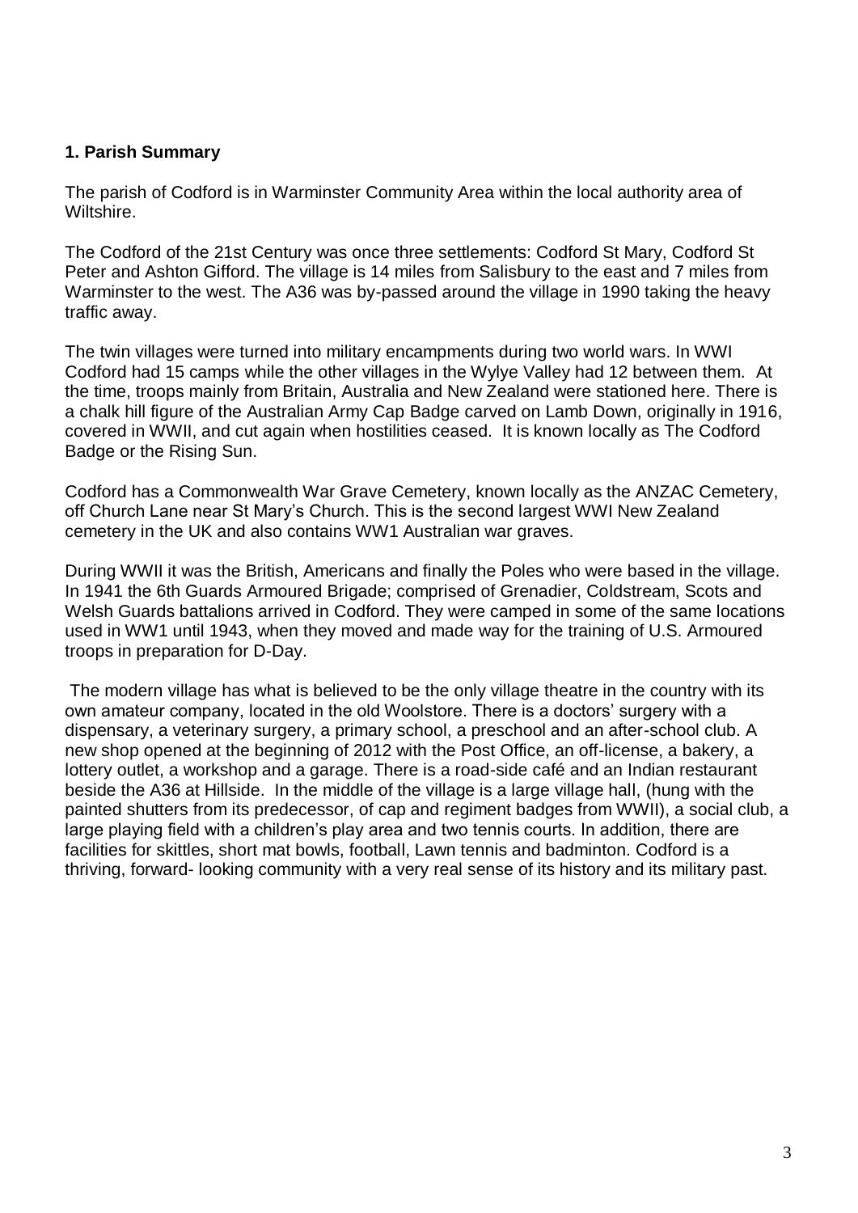**1. Parish Summary**

The parish of Codford is in Warminster Community Area within the local authority area of Wiltshire.

The Codford of the 21st Century was once three settlements: Codford St Mary, Codford St Peter and Ashton Gifford. The village is 14 miles from Salisbury to the east and 7 miles from Warminster to the west. The A36 was by-passed around the village in 1990 taking the heavy traffic away.

The twin villages were turned into military encampments during two world wars. In WWI Codford had 15 camps while the other villages in the Wylye Valley had 12 between them. At the time, troops mainly from Britain, Australia and New Zealand were stationed here. There is a chalk hill figure of the Australian Army Cap Badge carved on Lamb Down, originally in 1916, covered in WWII, and cut again when hostilities ceased. It is known locally as The Codford Badge or the Rising Sun.

Codford has a Commonwealth War Grave Cemetery, known locally as the ANZAC Cemetery, off Church Lane near St Mary's Church. This is the second largest WWI New Zealand cemetery in the UK and also contains WW1 Australian war graves.

During WWII it was the British, Americans and finally the Poles who were based in the village. In 1941 the 6th Guards Armoured Brigade; comprised of Grenadier, Coldstream, Scots and Welsh Guards battalions arrived in Codford. They were camped in some of the same locations used in WW1 until 1943, when they moved and made way for the training of U.S. Armoured troops in preparation for D-Day.

The modern village has what is believed to be the only village theatre in the country with its own amateur company, located in the old Woolstore. There is a doctors' surgery with a dispensary, a veterinary surgery, a primary school, a preschool and an after-school club. A new shop opened at the beginning of 2012 with the Post Office, an off-license, a bakery, a lottery outlet, a workshop and a garage. There is a road-side café and an Indian restaurant beside the A36 at Hillside. In the middle of the village is a large village hall, (hung with the painted shutters from its predecessor, of cap and regiment badges from WWII), a social club, a large playing field with a children's play area and two tennis courts. In addition, there are facilities for skittles, short mat bowls, football, Lawn tennis and badminton. Codford is a thriving, forward- looking community with a very real sense of its history and its military past.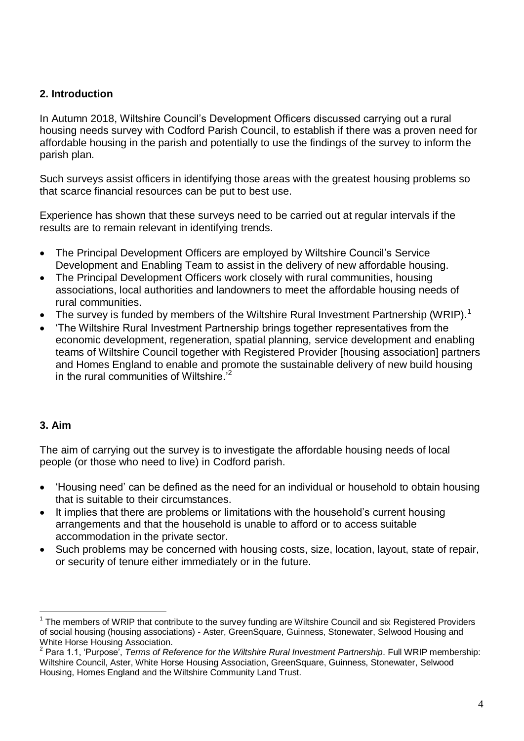## 2. Introduction

In Autumn 2018, Wiltshire Council's Development Officers discussed carrying out a rural housing needs survey with Codford Parish Council, to establish if there was a proven need for affordable housing in the parish and potentially to use the findings of the survey to inform the parish plan.

Such surveys assist officers in identifying those areas with the greatest housing problems so that scarce financial resources can be put to best use.

Experience has shown that these surveys need to be carried out at regular intervals if the results are to remain relevant in identifying trends.

- The Principal Development Officers are employed by Wiltshire Council's Service Development and Enabling Team to assist in the delivery of new affordable housing.
- The Principal Development Officers work closely with rural communities, housing associations, local authorities and landowners to meet the affordable housing needs of rural communities.
- The survey is funded by members of the Wiltshire Rural Investment Partnership (WRIP).[1]
- 'The Wiltshire Rural Investment Partnership brings together representatives from the economic development, regeneration, spatial planning, service development and enabling teams of Wiltshire Council together with Registered Provider [housing association] partners and Homes England to enable and promote the sustainable delivery of new build housing in the rural communities of Wiltshire.'[2]

## 3. Aim

The aim of carrying out the survey is to investigate the affordable housing needs of local people (or those who need to live) in Codford parish.

- 'Housing need' can be defined as the need for an individual or household to obtain housing that is suitable to their circumstances.
- It implies that there are problems or limitations with the household's current housing arrangements and that the household is unable to afford or to access suitable accommodation in the private sector.
- Such problems may be concerned with housing costs, size, location, layout, state of repair, or security of tenure either immediately or in the future.

---

[1] The members of WRIP that contribute to the survey funding are Wiltshire Council and six Registered Providers of social housing (housing associations) - Aster, GreenSquare, Guinness, Stonewater, Selwood Housing and White Horse Housing Association.

[2] Para 1.1, 'Purpose', *Terms of Reference for the Wiltshire Rural Investment Partnership*. Full WRIP membership: Wiltshire Council, Aster, White Horse Housing Association, GreenSquare, Guinness, Stonewater, Selwood Housing, Homes England and the Wiltshire Community Land Trust.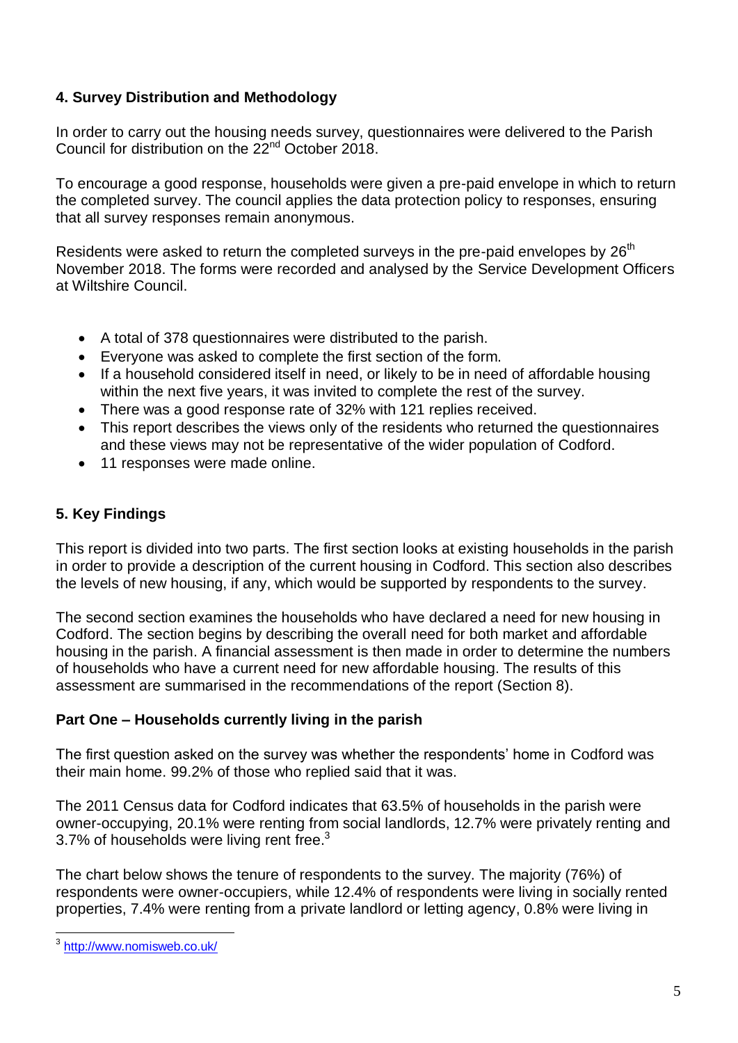## 4. Survey Distribution and Methodology

In order to carry out the housing needs survey, questionnaires were delivered to the Parish Council for distribution on the 22nd October 2018.

To encourage a good response, households were given a pre-paid envelope in which to return the completed survey. The council applies the data protection policy to responses, ensuring that all survey responses remain anonymous.

Residents were asked to return the completed surveys in the pre-paid envelopes by 26th November 2018. The forms were recorded and analysed by the Service Development Officers at Wiltshire Council.

- A total of 378 questionnaires were distributed to the parish.
- Everyone was asked to complete the first section of the form.
- If a household considered itself in need, or likely to be in need of affordable housing within the next five years, it was invited to complete the rest of the survey.
- There was a good response rate of 32% with 121 replies received.
- This report describes the views only of the residents who returned the questionnaires and these views may not be representative of the wider population of Codford.
- 11 responses were made online.

## 5. Key Findings

This report is divided into two parts. The first section looks at existing households in the parish in order to provide a description of the current housing in Codford. This section also describes the levels of new housing, if any, which would be supported by respondents to the survey.

The second section examines the households who have declared a need for new housing in Codford. The section begins by describing the overall need for both market and affordable housing in the parish. A financial assessment is then made in order to determine the numbers of households who have a current need for new affordable housing. The results of this assessment are summarised in the recommendations of the report (Section 8).

### Part One – Households currently living in the parish

The first question asked on the survey was whether the respondents' home in Codford was their main home. 99.2% of those who replied said that it was.

The 2011 Census data for Codford indicates that 63.5% of households in the parish were owner-occupying, 20.1% were renting from social landlords, 12.7% were privately renting and 3.7% of households were living rent free.[3]

The chart below shows the tenure of respondents to the survey. The majority (76%) of respondents were owner-occupiers, while 12.4% of respondents were living in socially rented properties, 7.4% were renting from a private landlord or letting agency, 0.8% were living in

[3] http://www.nomisweb.co.uk/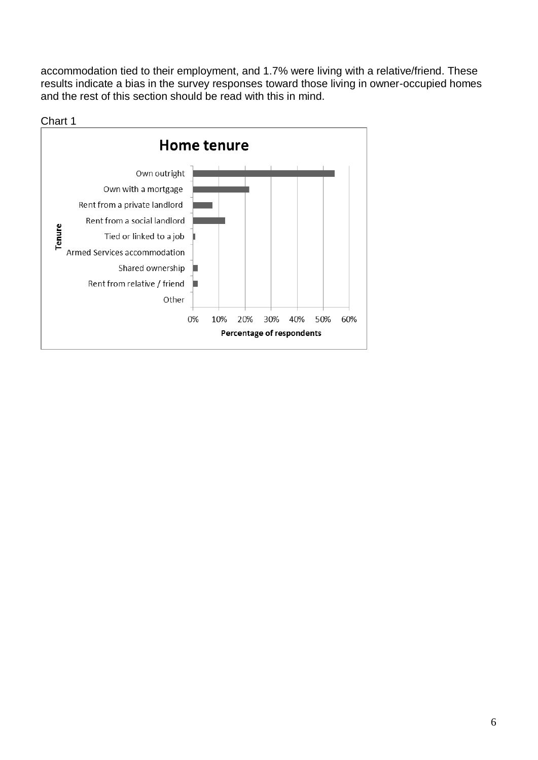accommodation tied to their employment, and 1.7% were living with a relative/friend. These results indicate a bias in the survey responses toward those living in owner-occupied homes and the rest of this section should be read with this in mind.

Chart 1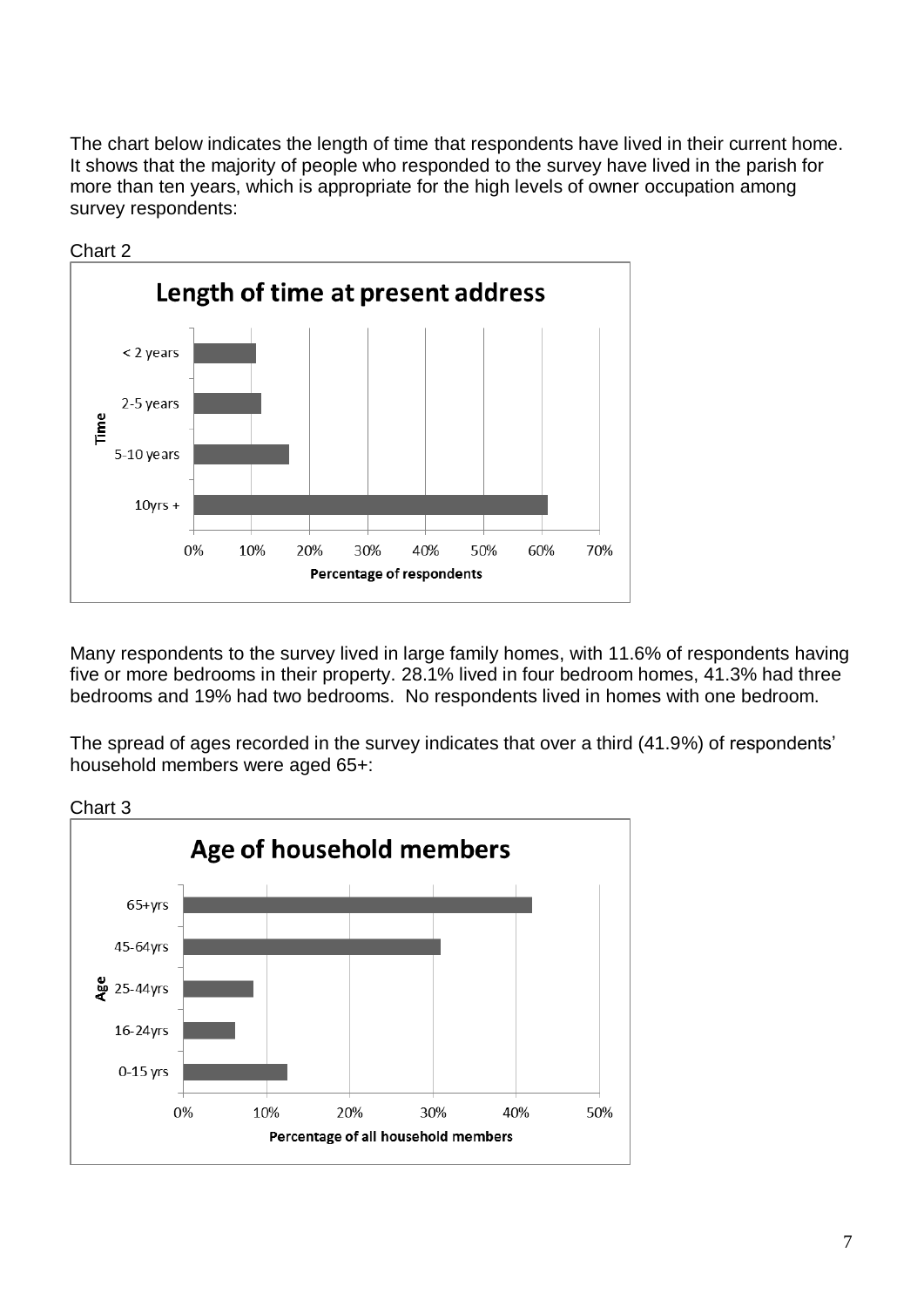The chart below indicates the length of time that respondents have lived in their current home. It shows that the majority of people who responded to the survey have lived in the parish for more than ten years, which is appropriate for the high levels of owner occupation among survey respondents:

Chart 2

**Length of time at present address**

Many respondents to the survey lived in large family homes, with 11.6% of respondents having five or more bedrooms in their property. 28.1% lived in four bedroom homes, 41.3% had three bedrooms and 19% had two bedrooms. No respondents lived in homes with one bedroom.

The spread of ages recorded in the survey indicates that over a third (41.9%) of respondents' household members were aged 65+:

Chart 3

**Age of household members**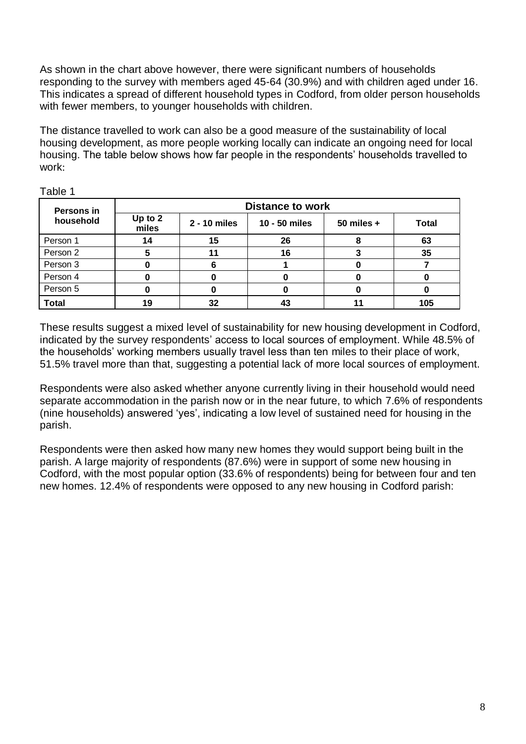As shown in the chart above however, there were significant numbers of households responding to the survey with members aged 45-64 (30.9%) and with children aged under 16. This indicates a spread of different household types in Codford, from older person households with fewer members, to younger households with children.

The distance travelled to work can also be a good measure of the sustainability of local housing development, as more people working locally can indicate an ongoing need for local housing. The table below shows how far people in the respondents' households travelled to work:

Table 1

| Persons in household | Distance to work | | | | |
|---|---|---|---|---|---|
| | Up to 2 miles | 2 - 10 miles | 10 - 50 miles | 50 miles + | Total |
| Person 1 | **14** | **15** | **26** | **8** | **63** |
| Person 2 | **5** | **11** | **16** | **3** | **35** |
| Person 3 | **0** | **6** | **1** | **0** | **7** |
| Person 4 | **0** | **0** | **0** | **0** | **0** |
| Person 5 | **0** | **0** | **0** | **0** | **0** |
| **Total** | **19** | **32** | **43** | **11** | **105** |

These results suggest a mixed level of sustainability for new housing development in Codford, indicated by the survey respondents' access to local sources of employment. While 48.5% of the households' working members usually travel less than ten miles to their place of work, 51.5% travel more than that, suggesting a potential lack of more local sources of employment.

Respondents were also asked whether anyone currently living in their household would need separate accommodation in the parish now or in the near future, to which 7.6% of respondents (nine households) answered 'yes', indicating a low level of sustained need for housing in the parish.

Respondents were then asked how many new homes they would support being built in the parish. A large majority of respondents (87.6%) were in support of some new housing in Codford, with the most popular option (33.6% of respondents) being for between four and ten new homes. 12.4% of respondents were opposed to any new housing in Codford parish: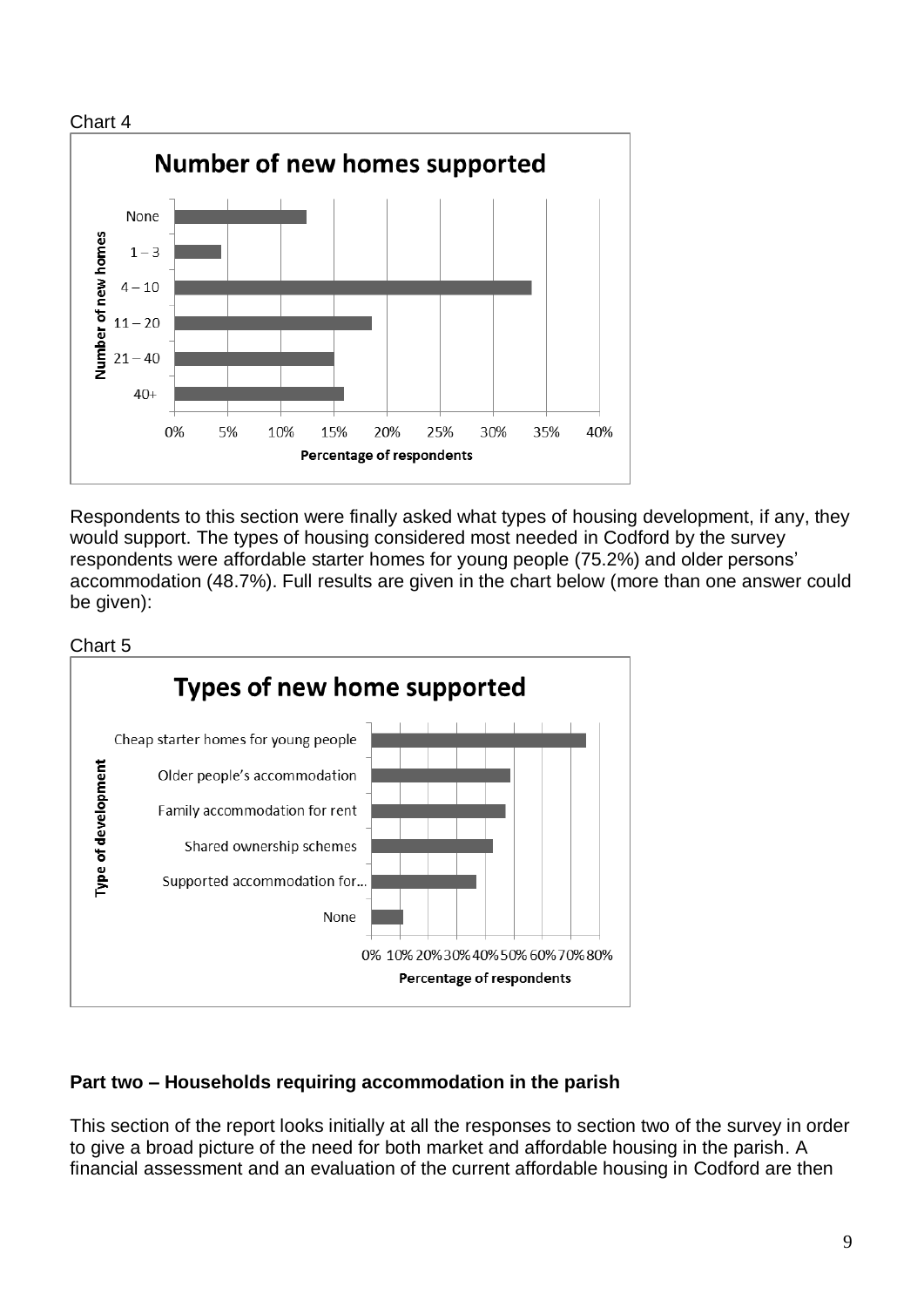Chart 4

Respondents to this section were finally asked what types of housing development, if any, they would support. The types of housing considered most needed in Codford by the survey respondents were affordable starter homes for young people (75.2%) and older persons' accommodation (48.7%). Full results are given in the chart below (more than one answer could be given):

Chart 5

**Part two – Households requiring accommodation in the parish**

This section of the report looks initially at all the responses to section two of the survey in order to give a broad picture of the need for both market and affordable housing in the parish. A financial assessment and an evaluation of the current affordable housing in Codford are then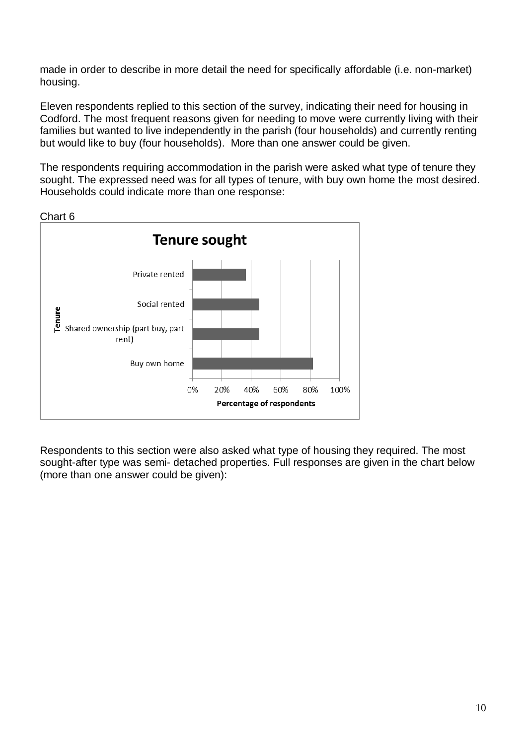made in order to describe in more detail the need for specifically affordable (i.e. non-market) housing.

Eleven respondents replied to this section of the survey, indicating their need for housing in Codford. The most frequent reasons given for needing to move were currently living with their families but wanted to live independently in the parish (four households) and currently renting but would like to buy (four households). More than one answer could be given.

The respondents requiring accommodation in the parish were asked what type of tenure they sought. The expressed need was for all types of tenure, with buy own home the most desired. Households could indicate more than one response:

Chart 6

**Tenure sought**

| Tenure | Percentage of respondents |
|---|---|
| Private rented | ~36% |
| Social rented | ~45% |
| Shared ownership (part buy, part rent) | ~45% |
| Buy own home | ~82% |

Respondents to this section were also asked what type of housing they required. The most sought-after type was semi- detached properties. Full responses are given in the chart below (more than one answer could be given):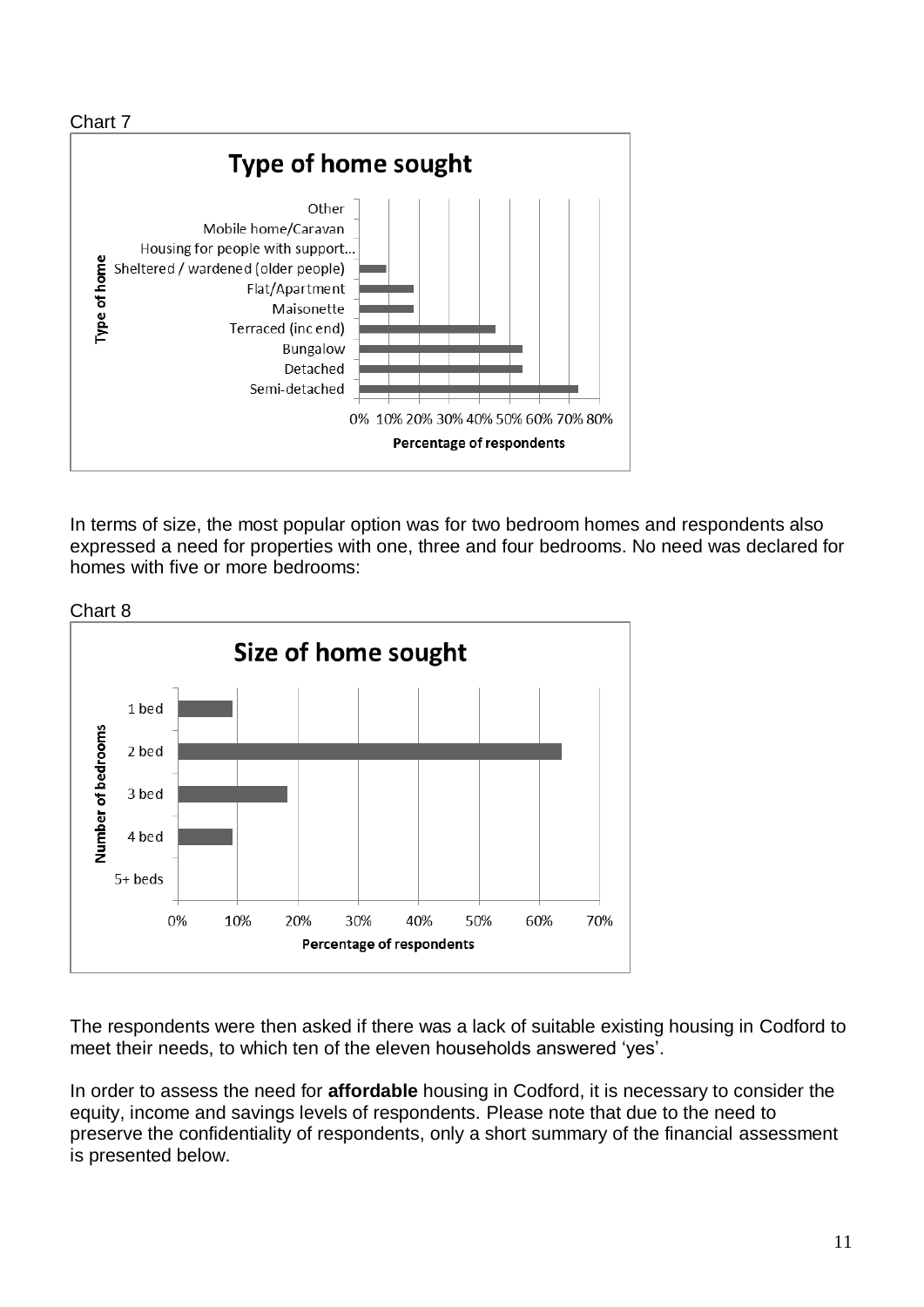Chart 7

**Type of home sought**

| Type of home | Percentage of respondents |
|---|---|
| Other | |
| Mobile home/Caravan | |
| Housing for people with support... | |
| Sheltered / wardened (older people) | |
| Flat/Apartment | |
| Maisonette | |
| Terraced (inc end) | |
| Bungalow | |
| Detached | |
| Semi-detached | |

In terms of size, the most popular option was for two bedroom homes and respondents also expressed a need for properties with one, three and four bedrooms. No need was declared for homes with five or more bedrooms:

Chart 8

**Size of home sought**

| Number of bedrooms | Percentage of respondents |
|---|---|
| 1 bed | |
| 2 bed | |
| 3 bed | |
| 4 bed | |
| 5+ beds | |

The respondents were then asked if there was a lack of suitable existing housing in Codford to meet their needs, to which ten of the eleven households answered 'yes'.

In order to assess the need for **affordable** housing in Codford, it is necessary to consider the equity, income and savings levels of respondents. Please note that due to the need to preserve the confidentiality of respondents, only a short summary of the financial assessment is presented below.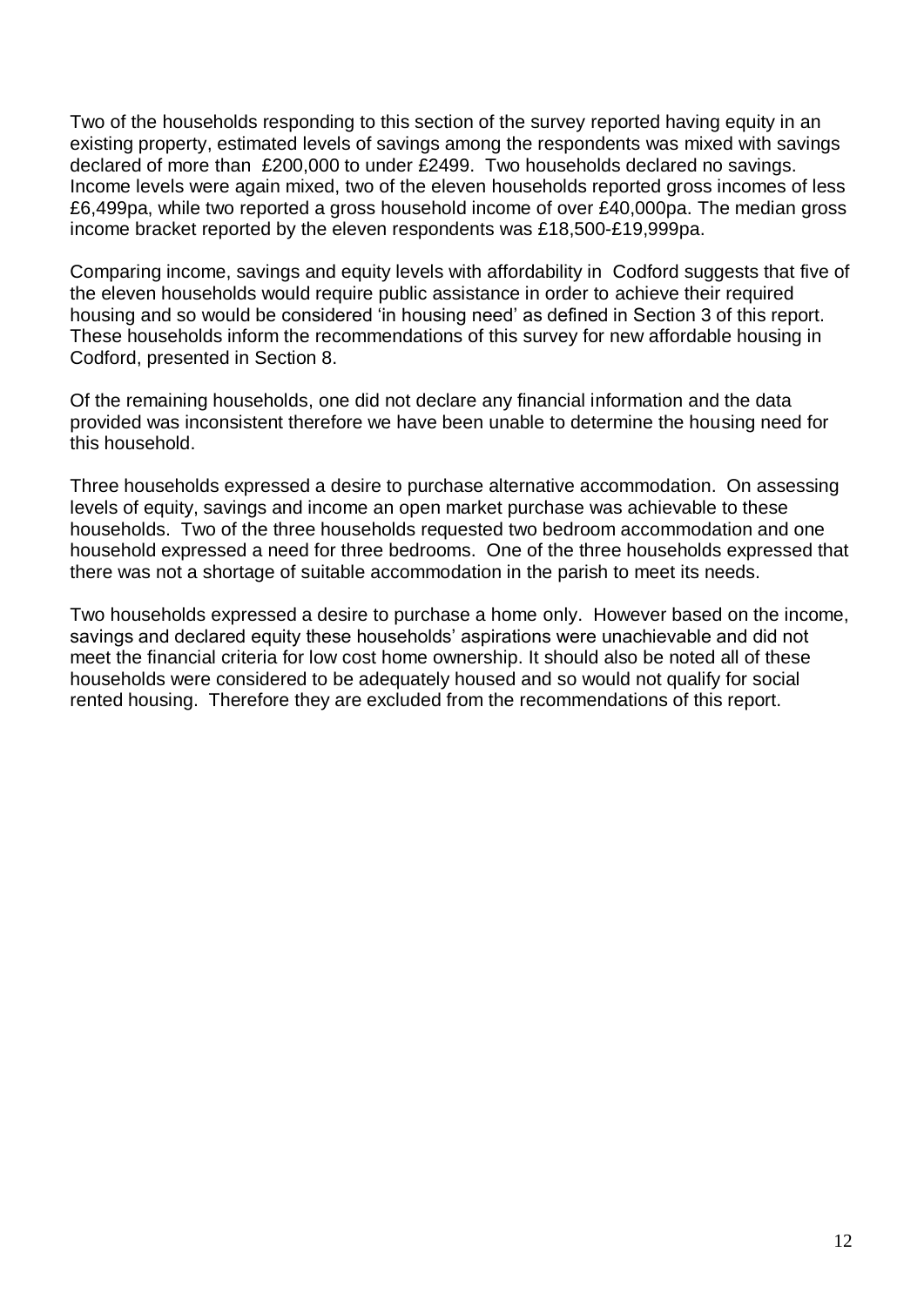Two of the households responding to this section of the survey reported having equity in an existing property, estimated levels of savings among the respondents was mixed with savings declared of more than £200,000 to under £2499. Two households declared no savings. Income levels were again mixed, two of the eleven households reported gross incomes of less £6,499pa, while two reported a gross household income of over £40,000pa. The median gross income bracket reported by the eleven respondents was £18,500-£19,999pa.

Comparing income, savings and equity levels with affordability in Codford suggests that five of the eleven households would require public assistance in order to achieve their required housing and so would be considered 'in housing need' as defined in Section 3 of this report. These households inform the recommendations of this survey for new affordable housing in Codford, presented in Section 8.

Of the remaining households, one did not declare any financial information and the data provided was inconsistent therefore we have been unable to determine the housing need for this household.

Three households expressed a desire to purchase alternative accommodation. On assessing levels of equity, savings and income an open market purchase was achievable to these households. Two of the three households requested two bedroom accommodation and one household expressed a need for three bedrooms. One of the three households expressed that there was not a shortage of suitable accommodation in the parish to meet its needs.

Two households expressed a desire to purchase a home only. However based on the income, savings and declared equity these households' aspirations were unachievable and did not meet the financial criteria for low cost home ownership. It should also be noted all of these households were considered to be adequately housed and so would not qualify for social rented housing. Therefore they are excluded from the recommendations of this report.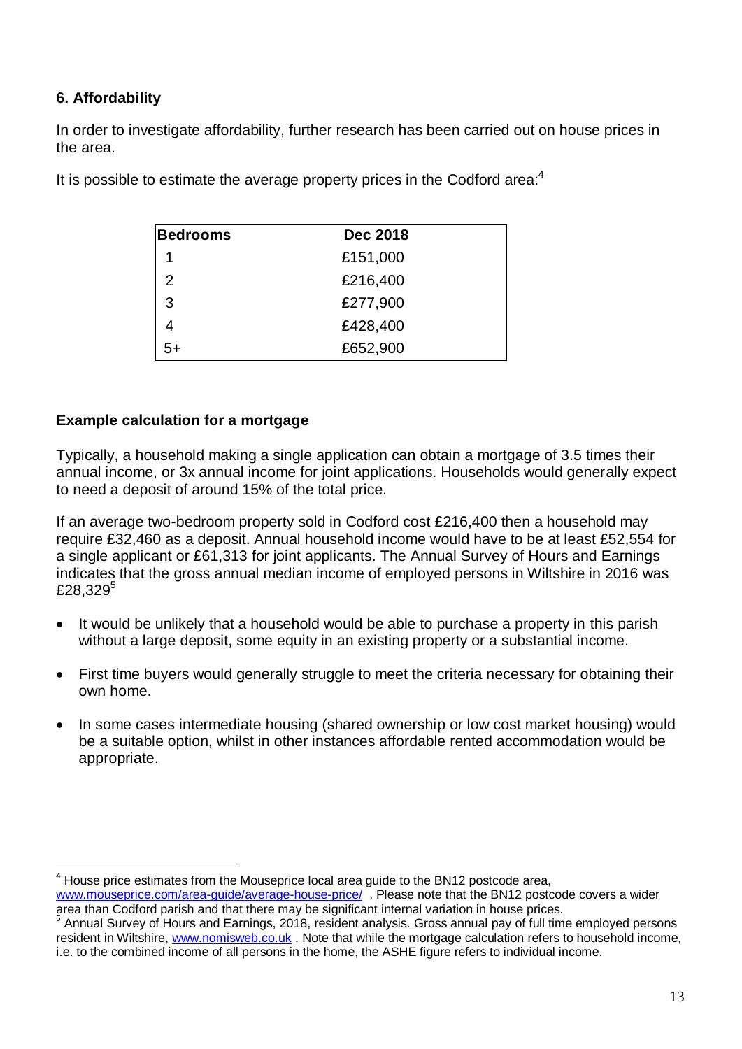## 6. Affordability

In order to investigate affordability, further research has been carried out on house prices in the area.

It is possible to estimate the average property prices in the Codford area:[4]

| Bedrooms | Dec 2018 |
|---|---|
| 1 | £151,000 |
| 2 | £216,400 |
| 3 | £277,900 |
| 4 | £428,400 |
| 5+ | £652,900 |

### Example calculation for a mortgage

Typically, a household making a single application can obtain a mortgage of 3.5 times their annual income, or 3x annual income for joint applications. Households would generally expect to need a deposit of around 15% of the total price.

If an average two-bedroom property sold in Codford cost £216,400 then a household may require £32,460 as a deposit. Annual household income would have to be at least £52,554 for a single applicant or £61,313 for joint applicants. The Annual Survey of Hours and Earnings indicates that the gross annual median income of employed persons in Wiltshire in 2016 was £28,329[5]

- It would be unlikely that a household would be able to purchase a property in this parish without a large deposit, some equity in an existing property or a substantial income.
- First time buyers would generally struggle to meet the criteria necessary for obtaining their own home.
- In some cases intermediate housing (shared ownership or low cost market housing) would be a suitable option, whilst in other instances affordable rented accommodation would be appropriate.

---

[4] House price estimates from the Mouseprice local area guide to the BN12 postcode area, www.mouseprice.com/area-guide/average-house-price/ . Please note that the BN12 postcode covers a wider area than Codford parish and that there may be significant internal variation in house prices.

[5] Annual Survey of Hours and Earnings, 2018, resident analysis. Gross annual pay of full time employed persons resident in Wiltshire, www.nomisweb.co.uk . Note that while the mortgage calculation refers to household income, i.e. to the combined income of all persons in the home, the ASHE figure refers to individual income.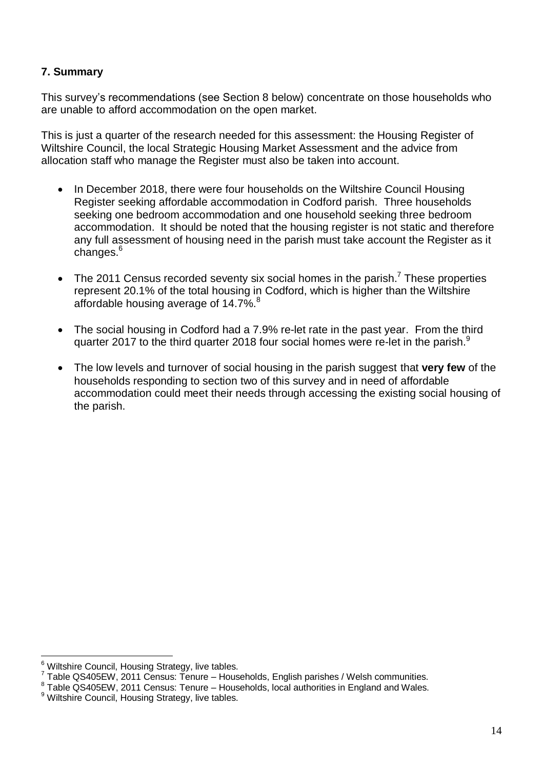## 7. Summary

This survey's recommendations (see Section 8 below) concentrate on those households who are unable to afford accommodation on the open market.

This is just a quarter of the research needed for this assessment: the Housing Register of Wiltshire Council, the local Strategic Housing Market Assessment and the advice from allocation staff who manage the Register must also be taken into account.

- In December 2018, there were four households on the Wiltshire Council Housing Register seeking affordable accommodation in Codford parish. Three households seeking one bedroom accommodation and one household seeking three bedroom accommodation. It should be noted that the housing register is not static and therefore any full assessment of housing need in the parish must take account the Register as it changes.[6]

- The 2011 Census recorded seventy six social homes in the parish.[7] These properties represent 20.1% of the total housing in Codford, which is higher than the Wiltshire affordable housing average of 14.7%.[8]

- The social housing in Codford had a 7.9% re-let rate in the past year. From the third quarter 2017 to the third quarter 2018 four social homes were re-let in the parish.[9]

- The low levels and turnover of social housing in the parish suggest that **very few** of the households responding to section two of this survey and in need of affordable accommodation could meet their needs through accessing the existing social housing of the parish.

---

[6] Wiltshire Council, Housing Strategy, live tables.

[7] Table QS405EW, 2011 Census: Tenure – Households, English parishes / Welsh communities.

[8] Table QS405EW, 2011 Census: Tenure – Households, local authorities in England and Wales.

[9] Wiltshire Council, Housing Strategy, live tables.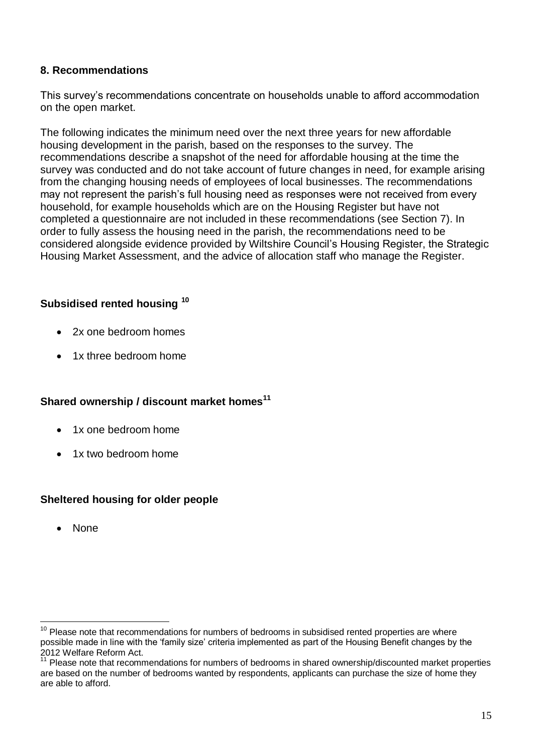## 8. Recommendations

This survey's recommendations concentrate on households unable to afford accommodation on the open market.

The following indicates the minimum need over the next three years for new affordable housing development in the parish, based on the responses to the survey. The recommendations describe a snapshot of the need for affordable housing at the time the survey was conducted and do not take account of future changes in need, for example arising from the changing housing needs of employees of local businesses. The recommendations may not represent the parish's full housing need as responses were not received from every household, for example households which are on the Housing Register but have not completed a questionnaire are not included in these recommendations (see Section 7). In order to fully assess the housing need in the parish, the recommendations need to be considered alongside evidence provided by Wiltshire Council's Housing Register, the Strategic Housing Market Assessment, and the advice of allocation staff who manage the Register.

### Subsidised rented housing [10]

- 2x one bedroom homes
- 1x three bedroom home

### Shared ownership / discount market homes[11]

- 1x one bedroom home
- 1x two bedroom home

### Sheltered housing for older people

- None

---

[10] Please note that recommendations for numbers of bedrooms in subsidised rented properties are where possible made in line with the 'family size' criteria implemented as part of the Housing Benefit changes by the 2012 Welfare Reform Act.

[11] Please note that recommendations for numbers of bedrooms in shared ownership/discounted market properties are based on the number of bedrooms wanted by respondents, applicants can purchase the size of home they are able to afford.